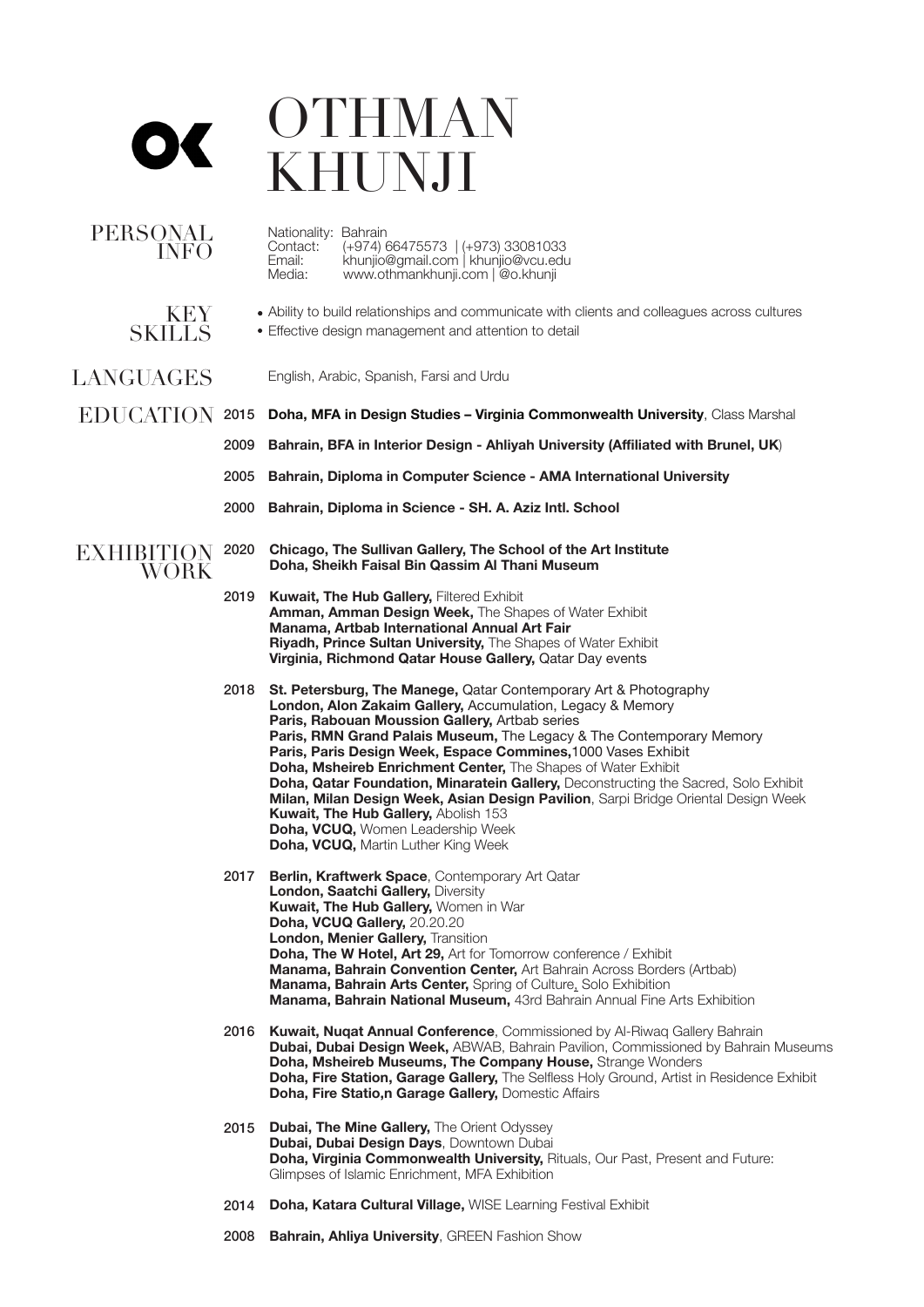# OTHMAN KHUNJI

## PERSONAL INFO

Nationality: Bahrain
Contact: (+974) 66475573 | (+973) 33081033
Email: khunjio@gmail.com | khunjio@vcu.edu
Media: www.othmankhunji.com | @o.khunji

## KEY SKILLS

- Ability to build relationships and communicate with clients and colleagues across cultures
- Effective design management and attention to detail

## LANGUAGES

English, Arabic, Spanish, Farsi and Urdu

## EDUCATION

2015 **Doha, MFA in Design Studies – Virginia Commonwealth University**, Class Marshal

2009 **Bahrain, BFA in Interior Design - Ahliyah University (Affiliated with Brunel, UK**)

2005 **Bahrain, Diploma in Computer Science - AMA International University**

2000 **Bahrain, Diploma in Science - SH. A. Aziz Intl. School**

## EXHIBITION WORK

**2020**
**Chicago, The Sullivan Gallery, The School of the Art Institute**
**Doha, Sheikh Faisal Bin Qassim Al Thani Museum**

**2019**
**Kuwait, The Hub Gallery,** Filtered Exhibit
**Amman, Amman Design Week,** The Shapes of Water Exhibit
**Manama, Artbab International Annual Art Fair**
**Riyadh, Prince Sultan University,** The Shapes of Water Exhibit
**Virginia, Richmond Qatar House Gallery,** Qatar Day events

**2018**
**St. Petersburg, The Manege,** Qatar Contemporary Art & Photography
**London, Alon Zakaim Gallery,** Accumulation, Legacy & Memory
**Paris, Rabouan Moussion Gallery,** Artbab series
**Paris, RMN Grand Palais Museum,** The Legacy & The Contemporary Memory
**Paris, Paris Design Week, Espace Commines,**1000 Vases Exhibit
**Doha, Msheireb Enrichment Center,** The Shapes of Water Exhibit
**Doha, Qatar Foundation, Minaratein Gallery,** Deconstructing the Sacred, Solo Exhibit
**Milan, Milan Design Week, Asian Design Pavilion**, Sarpi Bridge Oriental Design Week
**Kuwait, The Hub Gallery,** Abolish 153
**Doha, VCUQ,** Women Leadership Week
**Doha, VCUQ,** Martin Luther King Week

**2017**
**Berlin, Kraftwerk Space**, Contemporary Art Qatar
**London, Saatchi Gallery,** Diversity
**Kuwait, The Hub Gallery,** Women in War
**Doha, VCUQ Gallery,** 20.20.20
**London, Menier Gallery,** Transition
**Doha, The W Hotel, Art 29,** Art for Tomorrow conference / Exhibit
**Manama, Bahrain Convention Center,** Art Bahrain Across Borders (Artbab)
**Manama, Bahrain Arts Center,** Spring of Culture, Solo Exhibition
**Manama, Bahrain National Museum,** 43rd Bahrain Annual Fine Arts Exhibition

**2016**
**Kuwait, Nuqat Annual Conference**, Commissioned by Al-Riwaq Gallery Bahrain
**Dubai, Dubai Design Week,** ABWAB, Bahrain Pavilion, Commissioned by Bahrain Museums
**Doha, Msheireb Museums, The Company House,** Strange Wonders
**Doha, Fire Station, Garage Gallery,** The Selfless Holy Ground, Artist in Residence Exhibit
**Doha, Fire Statio,n Garage Gallery,** Domestic Affairs

**2015**
**Dubai, The Mine Gallery,** The Orient Odyssey
**Dubai, Dubai Design Days**, Downtown Dubai
**Doha, Virginia Commonwealth University,** Rituals, Our Past, Present and Future: Glimpses of Islamic Enrichment, MFA Exhibition

**2014**
**Doha, Katara Cultural Village,** WISE Learning Festival Exhibit

**2008**
**Bahrain, Ahliya University**, GREEN Fashion Show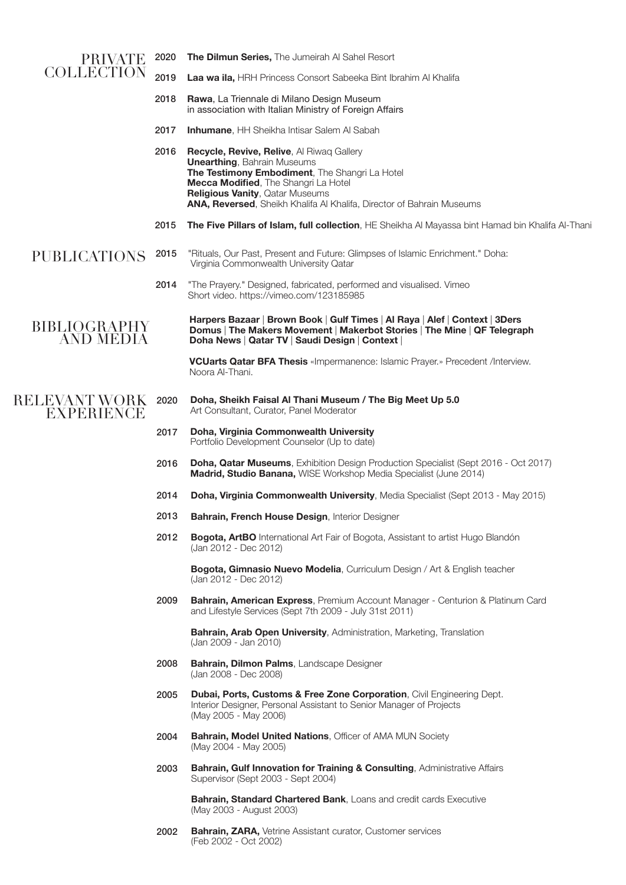## PRIVATE COLLECTION

**2020** **The Dilmun Series,** The Jumeirah Al Sahel Resort

**2019** **Laa wa ila,** HRH Princess Consort Sabeeka Bint Ibrahim Al Khalifa

**2018** **Rawa**, La Triennale di Milano Design Museum in association with Italian Ministry of Foreign Affairs

**2017** **Inhumane**, HH Sheikha Intisar Salem Al Sabah

**2016** **Recycle, Revive, Relive**, Al Riwaq Gallery
**Unearthing**, Bahrain Museums
**The Testimony Embodiment**, The Shangri La Hotel
**Mecca Modified**, The Shangri La Hotel
**Religious Vanity**, Qatar Museums
**ANA, Reversed**, Sheikh Khalifa Al Khalifa, Director of Bahrain Museums

**2015** **The Five Pillars of Islam, full collection**, HE Sheikha Al Mayassa bint Hamad bin Khalifa Al-Thani

## PUBLICATIONS

**2015** "Rituals, Our Past, Present and Future: Glimpses of Islamic Enrichment." Doha: Virginia Commonwealth University Qatar

**2014** "The Prayery." Designed, fabricated, performed and visualised. Vimeo Short video. https://vimeo.com/123185985

## BIBLIOGRAPHY AND MEDIA

**Harpers Bazaar** | **Brown Book** | **Gulf Times** | **Al Raya** | **Alef** | **Context** | **3Ders** **Domus** | **The Makers Movement** | **Makerbot Stories** | **The Mine** | **QF Telegraph** **Doha News** | **Qatar TV** | **Saudi Design** | **Context** |

**VCUarts Qatar BFA Thesis** «Impermanence: Islamic Prayer.» Precedent /Interview. Noora Al-Thani.

## RELEVANT WORK EXPERIENCE

**2020** **Doha, Sheikh Faisal Al Thani Museum / The Big Meet Up 5.0**
Art Consultant, Curator, Panel Moderator

**2017** **Doha, Virginia Commonwealth University**
Portfolio Development Counselor (Up to date)

**2016** **Doha, Qatar Museums**, Exhibition Design Production Specialist (Sept 2016 - Oct 2017)
**Madrid, Studio Banana,** WISE Workshop Media Specialist (June 2014)

**2014** **Doha, Virginia Commonwealth University**, Media Specialist (Sept 2013 - May 2015)

**2013** **Bahrain, French House Design**, Interior Designer

**2012** **Bogota, ArtBO** International Art Fair of Bogota, Assistant to artist Hugo Blandón (Jan 2012 - Dec 2012)

**Bogota, Gimnasio Nuevo Modelia**, Curriculum Design / Art & English teacher (Jan 2012 - Dec 2012)

**2009** **Bahrain, American Express**, Premium Account Manager - Centurion & Platinum Card and Lifestyle Services (Sept 7th 2009 - July 31st 2011)

**Bahrain, Arab Open University**, Administration, Marketing, Translation (Jan 2009 - Jan 2010)

**2008** **Bahrain, Dilmon Palms**, Landscape Designer (Jan 2008 - Dec 2008)

**2005** **Dubai, Ports, Customs & Free Zone Corporation**, Civil Engineering Dept. Interior Designer, Personal Assistant to Senior Manager of Projects (May 2005 - May 2006)

**2004** **Bahrain, Model United Nations**, Officer of AMA MUN Society (May 2004 - May 2005)

**2003** **Bahrain, Gulf Innovation for Training & Consulting**, Administrative Affairs Supervisor (Sept 2003 - Sept 2004)

**Bahrain, Standard Chartered Bank**, Loans and credit cards Executive (May 2003 - August 2003)

**2002** **Bahrain, ZARA,** Vetrine Assistant curator, Customer services (Feb 2002 - Oct 2002)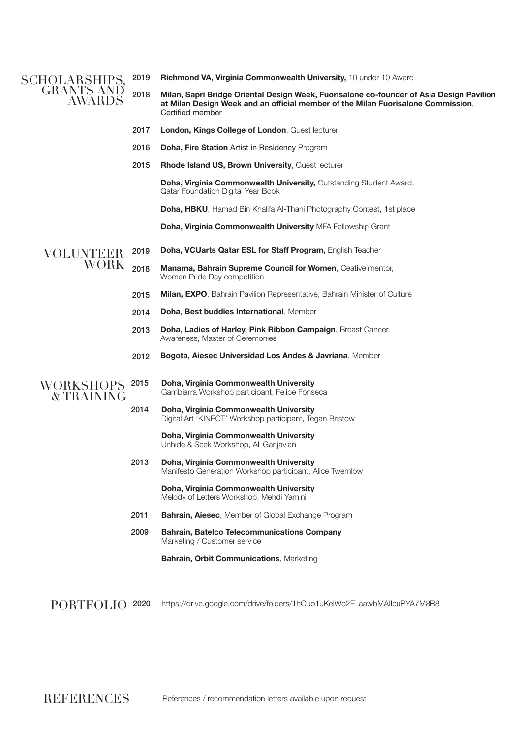## SCHOLARSHIPS, GRANTS AND AWARDS

2019 **Richmond VA, Virginia Commonwealth University,** 10 under 10 Award

2018 **Milan, Sapri Bridge Oriental Design Week, Fuorisalone co-founder of Asia Design Pavilion at Milan Design Week and an official member of the Milan Fuorisalone Commission**, Certified member

2017 **London, Kings College of London**, Guest lecturer

2016 **Doha, Fire Station** Artist in Residency Program

2015 **Rhode Island US, Brown University**, Guest lecturer

**Doha, Virginia Commonwealth University,** Outstanding Student Award, Qatar Foundation Digital Year Book

**Doha, HBKU**, Hamad Bin Khalifa Al-Thani Photography Contest, 1st place

**Doha, Virginia Commonwealth University** MFA Fellowship Grant

## VOLUNTEER WORK

2019 **Doha, VCUarts Qatar ESL for Staff Program,** English Teacher

2018 **Manama, Bahrain Supreme Council for Women**, Ceative mentor, Women Pride Day competition

2015 **Milan, EXPO**, Bahrain Pavilion Representative, Bahrain Minister of Culture

2014 **Doha, Best buddies International**, Member

2013 **Doha, Ladies of Harley, Pink Ribbon Campaign**, Breast Cancer Awareness, Master of Ceremonies

2012 **Bogota, Aiesec Universidad Los Andes & Javriana**, Member

## WORKSHOPS & TRAINING

2015 **Doha, Virginia Commonwealth University**
Gambiarra Workshop participant, Felipe Fonseca

2014 **Doha, Virginia Commonwealth University**
Digital Art 'KINECT' Workshop participant, Tegan Bristow

**Doha, Virginia Commonwealth University**
Unhide & Seek Workshop, Ali Ganjavian

2013 **Doha, Virginia Commonwealth University**
Manifesto Generation Workshop participant, Alice Twemlow

**Doha, Virginia Commonwealth University**
Melody of Letters Workshop, Mehdi Yamini

2011 **Bahrain, Aiesec**, Member of Global Exchange Program

2009 **Bahrain, Batelco Telecommunications Company**
Marketing / Customer service

**Bahrain, Orbit Communications**, Marketing

## PORTFOLIO

**2020** https://drive.google.com/drive/folders/1hOuo1uKelWo2E_aawbMAlIcuPYA7M8R8

## REFERENCES

References / recommendation letters available upon request